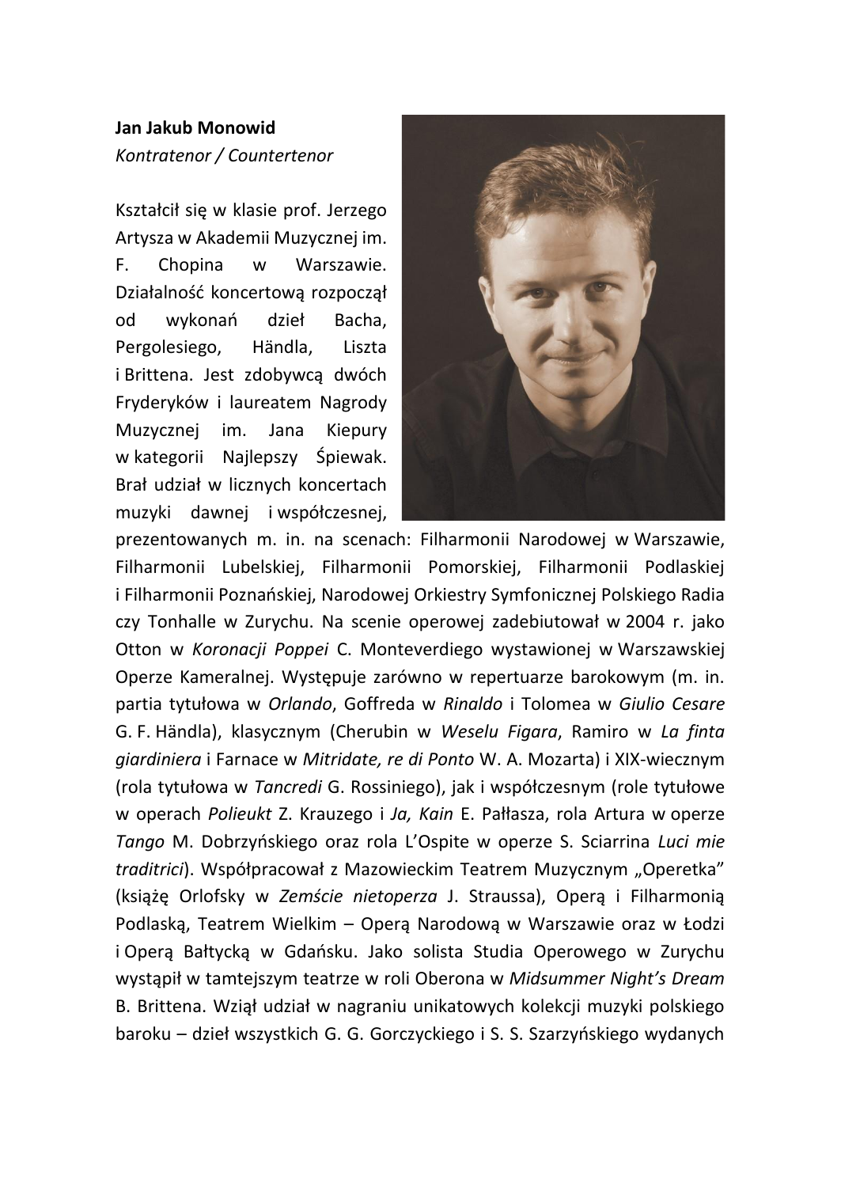**Jan Jakub Monowid**
*Kontratenor / Countertenor*

Kształcił się w klasie prof. Jerzego Artysza w Akademii Muzycznej im. F. Chopina w Warszawie. Działalność koncertową rozpoczął od wykonań dzieł Bacha, Pergolesiego, Händla, Liszta i Brittena. Jest zdobywcą dwóch Fryderyków i laureatem Nagrody Muzycznej im. Jana Kiepury w kategorii Najlepszy Śpiewak. Brał udział w licznych koncertach muzyki dawnej i współczesnej, prezentowanych m. in. na scenach: Filharmonii Narodowej w Warszawie, Filharmonii Lubelskiej, Filharmonii Pomorskiej, Filharmonii Podlaskiej i Filharmonii Poznańskiej, Narodowej Orkiestry Symfonicznej Polskiego Radia czy Tonhalle w Zurychu. Na scenie operowej zadebiutował w 2004 r. jako Otton w *Koronacji Poppei* C. Monteverdiego wystawionej w Warszawskiej Operze Kameralnej. Występuje zarówno w repertuarze barokowym (m. in. partia tytułowa w *Orlando*, Goffreda w *Rinaldo* i Tolomea w *Giulio Cesare* G. F. Händla), klasycznym (Cherubin w *Weselu Figara*, Ramiro w *La finta giardiniera* i Farnace w *Mitridate, re di Ponto* W. A. Mozarta) i XIX-wiecznym (rola tytułowa w *Tancredi* G. Rossiniego), jak i współczesnym (role tytułowe w operach *Polieukt* Z. Krauzego i *Ja, Kain* E. Pałłasza, rola Artura w operze *Tango* M. Dobrzyńskiego oraz rola L'Ospite w operze S. Sciarrina *Luci mie traditrici*). Współpracował z Mazowieckim Teatrem Muzycznym „Operetka" (książę Orlofsky w *Zemście nietoperza* J. Straussa), Operą i Filharmonią Podlaską, Teatrem Wielkim – Operą Narodową w Warszawie oraz w Łodzi i Operą Bałtycką w Gdańsku. Jako solista Studia Operowego w Zurychu wystąpił w tamtejszym teatrze w roli Oberona w *Midsummer Night's Dream* B. Brittena. Wziął udział w nagraniu unikatowych kolekcji muzyki polskiego baroku – dzieł wszystkich G. G. Gorczyckiego i S. S. Szarzyńskiego wydanych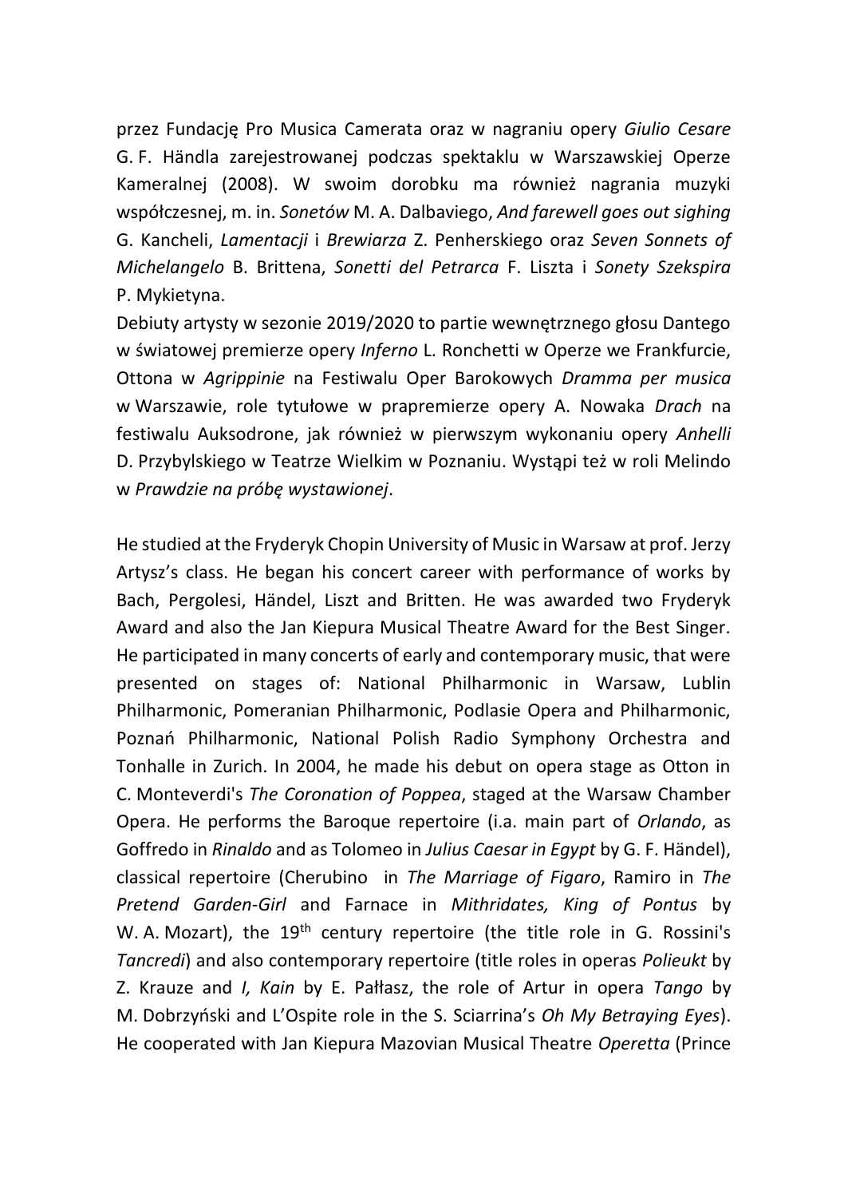przez Fundację Pro Musica Camerata oraz w nagraniu opery *Giulio Cesare* G. F. Händla zarejestrowanej podczas spektaklu w Warszawskiej Operze Kameralnej (2008). W swoim dorobku ma również nagrania muzyki współczesnej, m. in. *Sonetów* M. A. Dalbaviego, *And farewell goes out sighing* G. Kancheli, *Lamentacji* i *Brewiarza* Z. Penherskiego oraz *Seven Sonnets of Michelangelo* B. Brittena, *Sonetti del Petrarca* F. Liszta i *Sonety Szekspira* P. Mykietyna.

Debiuty artysty w sezonie 2019/2020 to partie wewnętrznego głosu Dantego w światowej premierze opery *Inferno* L. Ronchetti w Operze we Frankfurcie, Ottona w *Agrippinie* na Festiwalu Oper Barokowych *Dramma per musica* w Warszawie, role tytułowe w prapremierze opery A. Nowaka *Drach* na festiwalu Auksodrone, jak również w pierwszym wykonaniu opery *Anhelli* D. Przybylskiego w Teatrze Wielkim w Poznaniu. Wystąpi też w roli Melindo w *Prawdzie na próbę wystawionej*.

He studied at the Fryderyk Chopin University of Music in Warsaw at prof. Jerzy Artysz's class. He began his concert career with performance of works by Bach, Pergolesi, Händel, Liszt and Britten. He was awarded two Fryderyk Award and also the Jan Kiepura Musical Theatre Award for the Best Singer. He participated in many concerts of early and contemporary music, that were presented on stages of: National Philharmonic in Warsaw, Lublin Philharmonic, Pomeranian Philharmonic, Podlasie Opera and Philharmonic, Poznań Philharmonic, National Polish Radio Symphony Orchestra and Tonhalle in Zurich. In 2004, he made his debut on opera stage as Otton in C. Monteverdi's *The Coronation of Poppea*, staged at the Warsaw Chamber Opera. He performs the Baroque repertoire (i.a. main part of *Orlando*, as Goffredo in *Rinaldo* and as Tolomeo in *Julius Caesar in Egypt* by G. F. Händel), classical repertoire (Cherubino in *The Marriage of Figaro*, Ramiro in *The Pretend Garden-Girl* and Farnace in *Mithridates, King of Pontus* by W. A. Mozart), the 19th century repertoire (the title role in G. Rossini's *Tancredi*) and also contemporary repertoire (title roles in operas *Polieukt* by Z. Krauze and *I, Kain* by E. Pałłasz, the role of Artur in opera *Tango* by M. Dobrzyński and L'Ospite role in the S. Sciarrina's *Oh My Betraying Eyes*). He cooperated with Jan Kiepura Mazovian Musical Theatre *Operetta* (Prince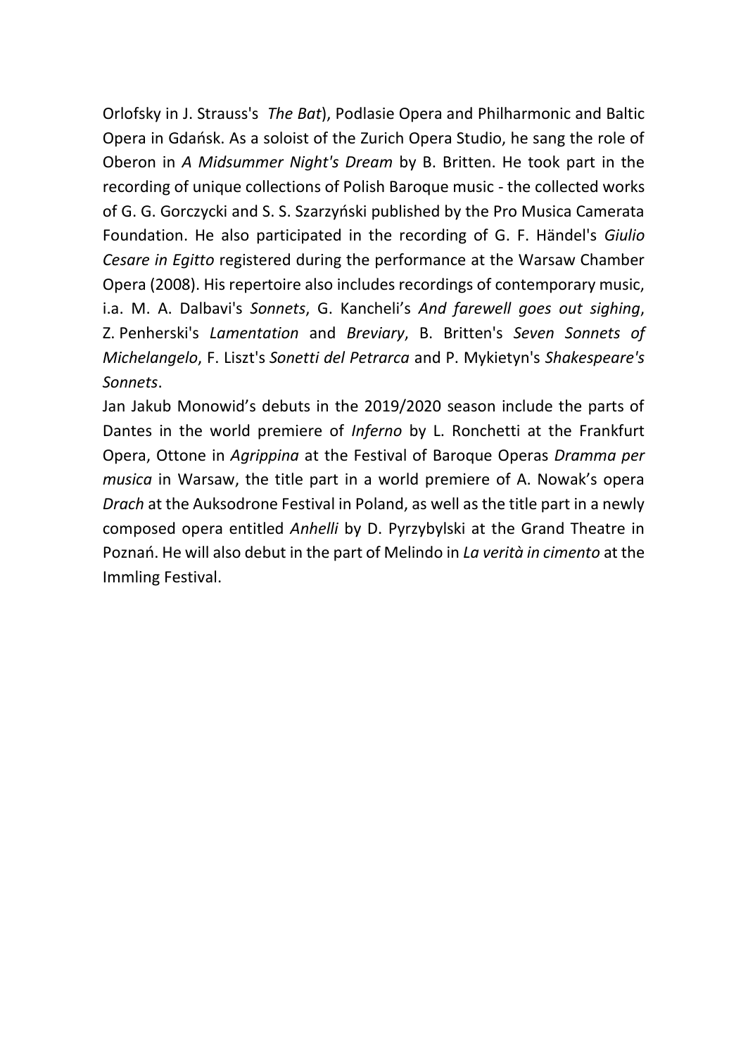Orlofsky in J. Strauss's *The Bat*), Podlasie Opera and Philharmonic and Baltic Opera in Gdańsk. As a soloist of the Zurich Opera Studio, he sang the role of Oberon in *A Midsummer Night's Dream* by B. Britten. He took part in the recording of unique collections of Polish Baroque music - the collected works of G. G. Gorczycki and S. S. Szarzyński published by the Pro Musica Camerata Foundation. He also participated in the recording of G. F. Händel's *Giulio Cesare in Egitto* registered during the performance at the Warsaw Chamber Opera (2008). His repertoire also includes recordings of contemporary music, i.a. M. A. Dalbavi's *Sonnets*, G. Kancheli's *And farewell goes out sighing*, Z. Penherski's *Lamentation* and *Breviary*, B. Britten's *Seven Sonnets of Michelangelo*, F. Liszt's *Sonetti del Petrarca* and P. Mykietyn's *Shakespeare's Sonnets*.

Jan Jakub Monowid's debuts in the 2019/2020 season include the parts of Dantes in the world premiere of *Inferno* by L. Ronchetti at the Frankfurt Opera, Ottone in *Agrippina* at the Festival of Baroque Operas *Dramma per musica* in Warsaw, the title part in a world premiere of A. Nowak's opera *Drach* at the Auksodrone Festival in Poland, as well as the title part in a newly composed opera entitled *Anhelli* by D. Pyrzybylski at the Grand Theatre in Poznań. He will also debut in the part of Melindo in *La verità in cimento* at the Immling Festival.